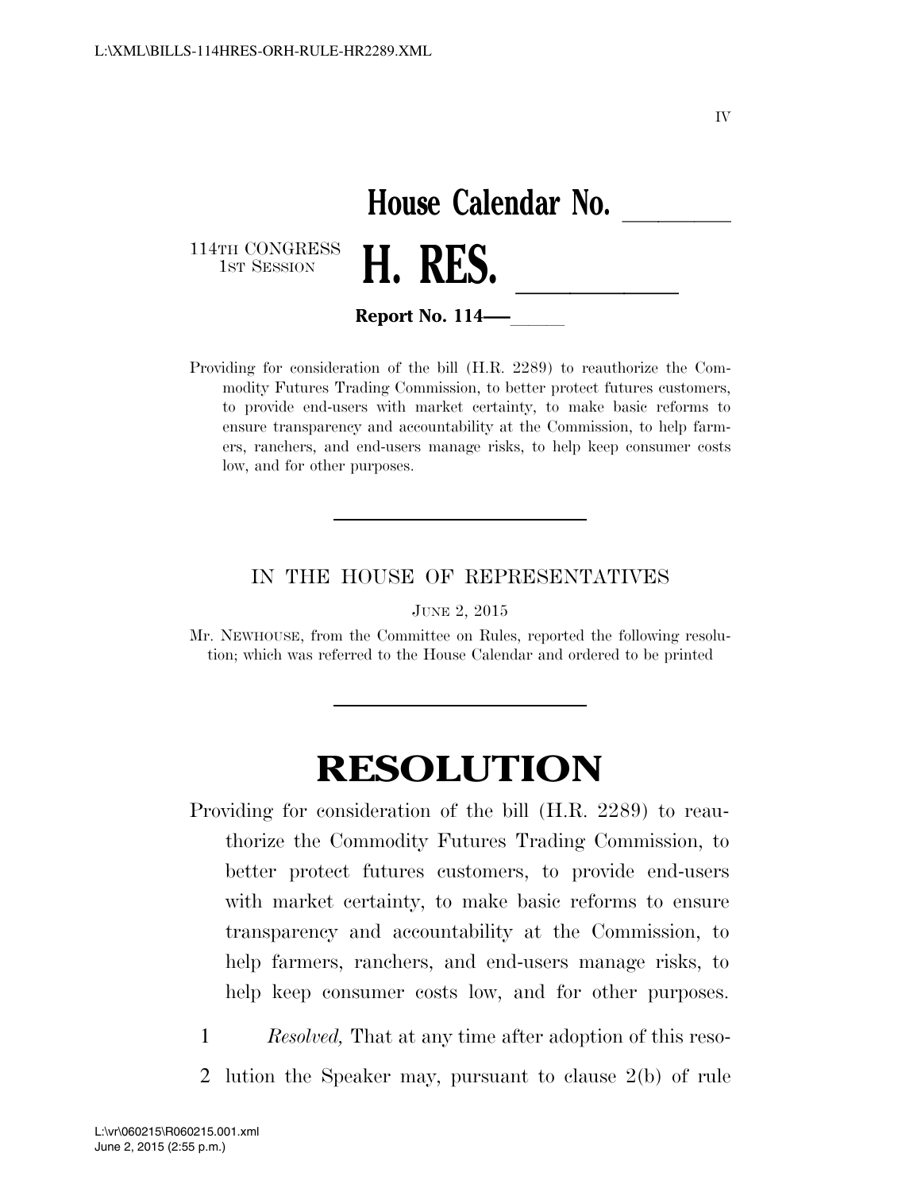IV

# House Calendar No. \_\_\_\_\_\_

114TH CONGRESS
1ST SESSION

# H. RES. \_\_\_\_\_\_

**Report No. 114—\_\_\_\_\_**

Providing for consideration of the bill (H.R. 2289) to reauthorize the Commodity Futures Trading Commission, to better protect futures customers, to provide end-users with market certainty, to make basic reforms to ensure transparency and accountability at the Commission, to help farmers, ranchers, and end-users manage risks, to help keep consumer costs low, and for other purposes.

---

IN THE HOUSE OF REPRESENTATIVES

JUNE 2, 2015

Mr. NEWHOUSE, from the Committee on Rules, reported the following resolution; which was referred to the House Calendar and ordered to be printed

---

# RESOLUTION

Providing for consideration of the bill (H.R. 2289) to reauthorize the Commodity Futures Trading Commission, to better protect futures customers, to provide end-users with market certainty, to make basic reforms to ensure transparency and accountability at the Commission, to help farmers, ranchers, and end-users manage risks, to help keep consumer costs low, and for other purposes.

1 *Resolved,* That at any time after adoption of this reso-
2 lution the Speaker may, pursuant to clause 2(b) of rule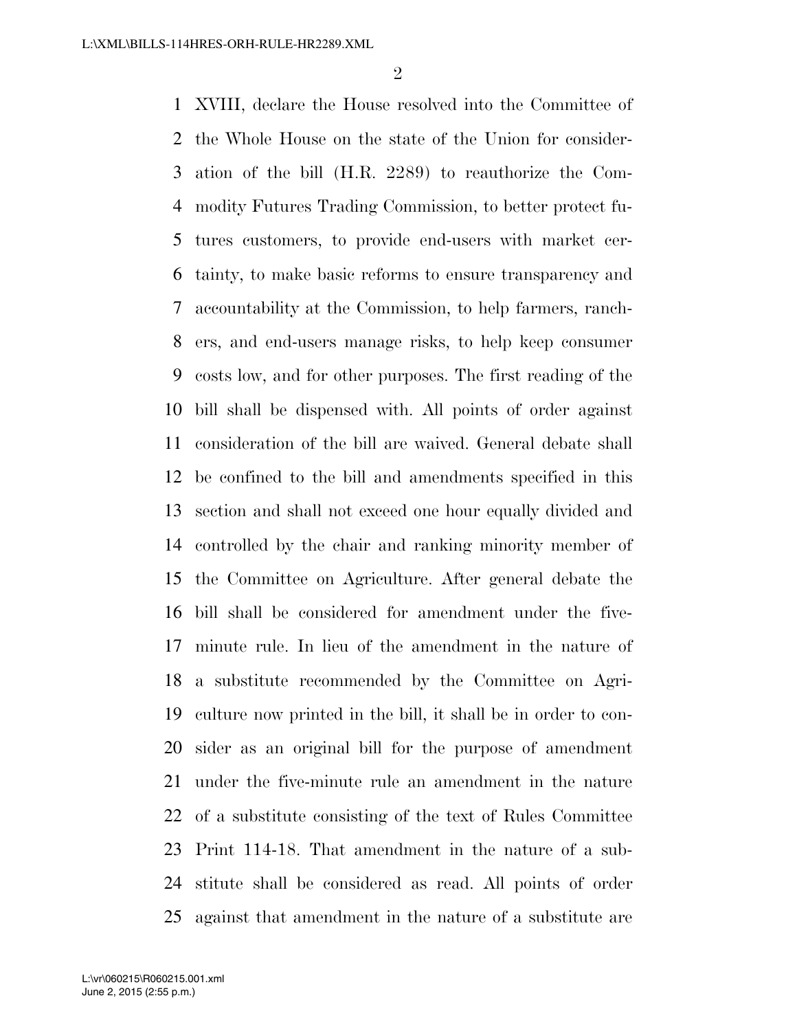XVIII, declare the House resolved into the Committee of the Whole House on the state of the Union for consideration of the bill (H.R. 2289) to reauthorize the Commodity Futures Trading Commission, to better protect futures customers, to provide end-users with market certainty, to make basic reforms to ensure transparency and accountability at the Commission, to help farmers, ranchers, and end-users manage risks, to help keep consumer costs low, and for other purposes. The first reading of the bill shall be dispensed with. All points of order against consideration of the bill are waived. General debate shall be confined to the bill and amendments specified in this section and shall not exceed one hour equally divided and controlled by the chair and ranking minority member of the Committee on Agriculture. After general debate the bill shall be considered for amendment under the five-minute rule. In lieu of the amendment in the nature of a substitute recommended by the Committee on Agriculture now printed in the bill, it shall be in order to consider as an original bill for the purpose of amendment under the five-minute rule an amendment in the nature of a substitute consisting of the text of Rules Committee Print 114-18. That amendment in the nature of a substitute shall be considered as read. All points of order against that amendment in the nature of a substitute are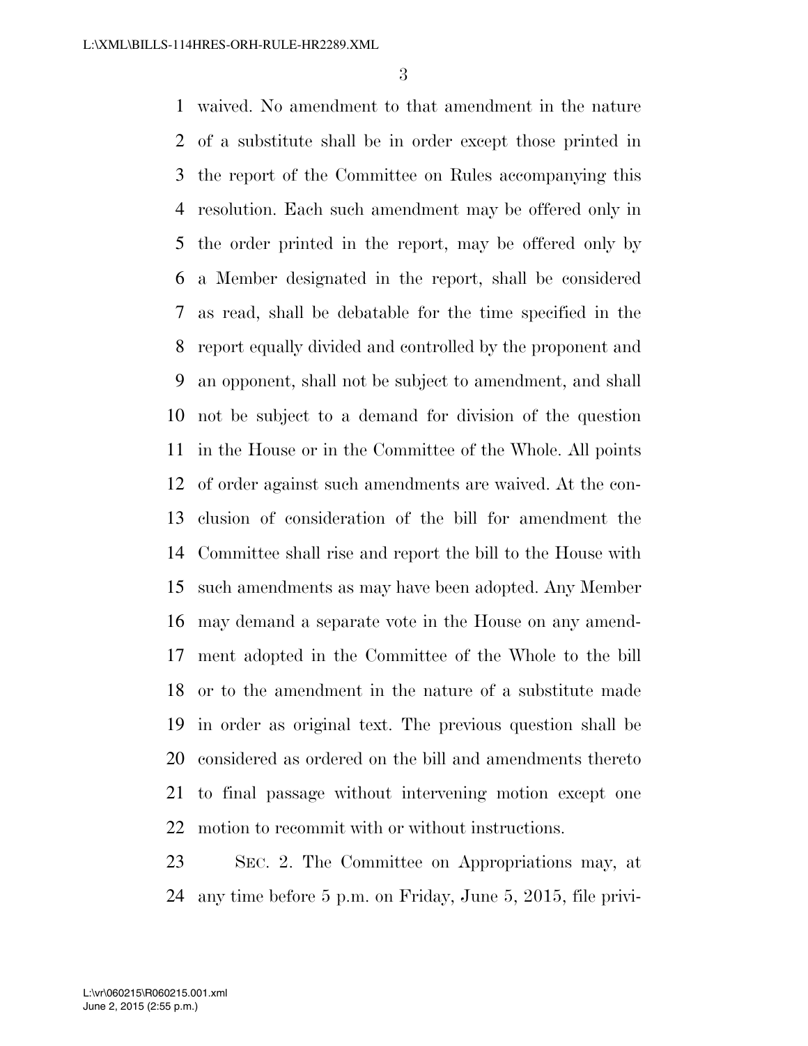waived. No amendment to that amendment in the nature of a substitute shall be in order except those printed in the report of the Committee on Rules accompanying this resolution. Each such amendment may be offered only in the order printed in the report, may be offered only by a Member designated in the report, shall be considered as read, shall be debatable for the time specified in the report equally divided and controlled by the proponent and an opponent, shall not be subject to amendment, and shall not be subject to a demand for division of the question in the House or in the Committee of the Whole. All points of order against such amendments are waived. At the conclusion of consideration of the bill for amendment the Committee shall rise and report the bill to the House with such amendments as may have been adopted. Any Member may demand a separate vote in the House on any amendment adopted in the Committee of the Whole to the bill or to the amendment in the nature of a substitute made in order as original text. The previous question shall be considered as ordered on the bill and amendments thereto to final passage without intervening motion except one motion to recommit with or without instructions.

SEC. 2. The Committee on Appropriations may, at any time before 5 p.m. on Friday, June 5, 2015, file privi-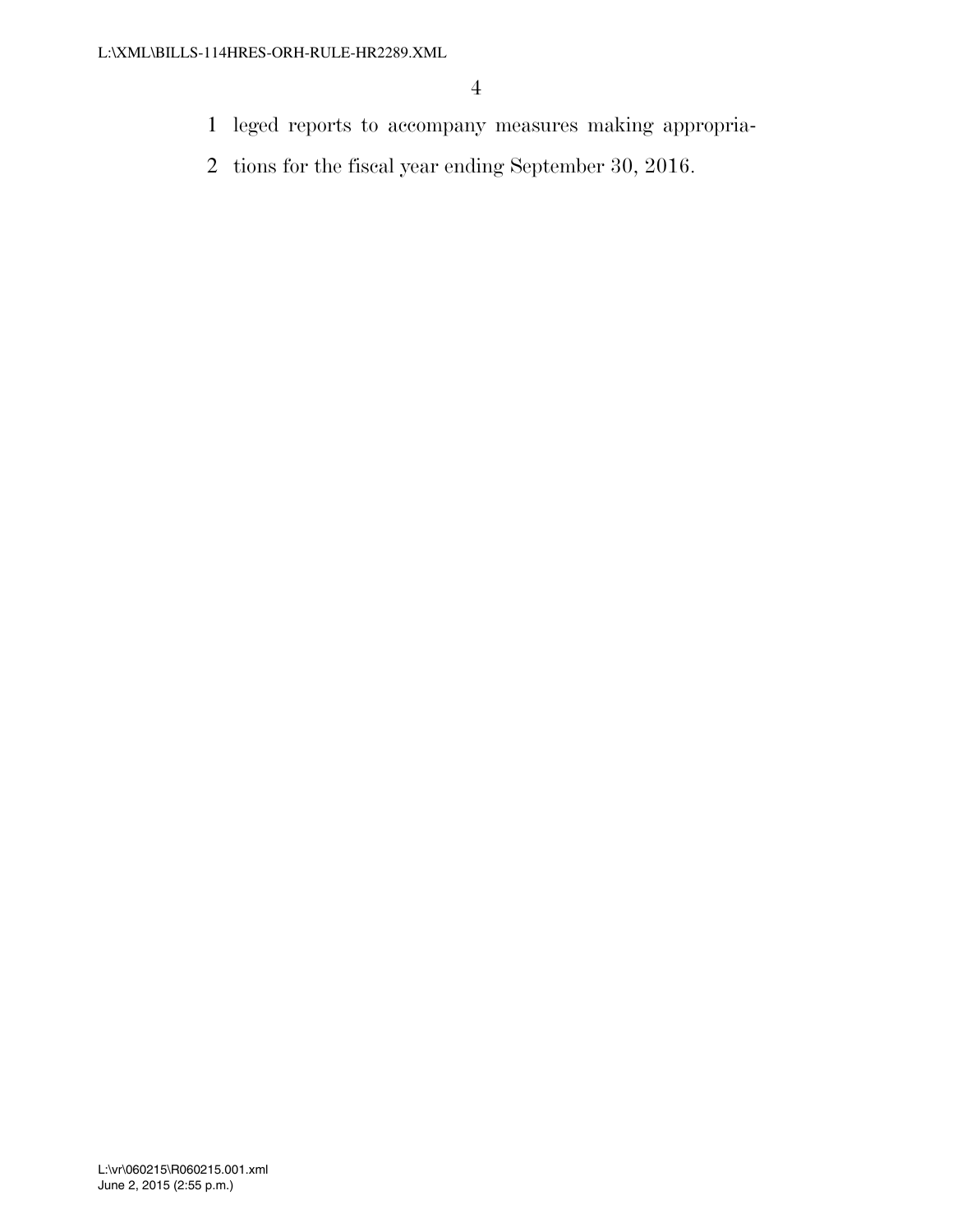leged reports to accompany measures making appropriations for the fiscal year ending September 30, 2016.